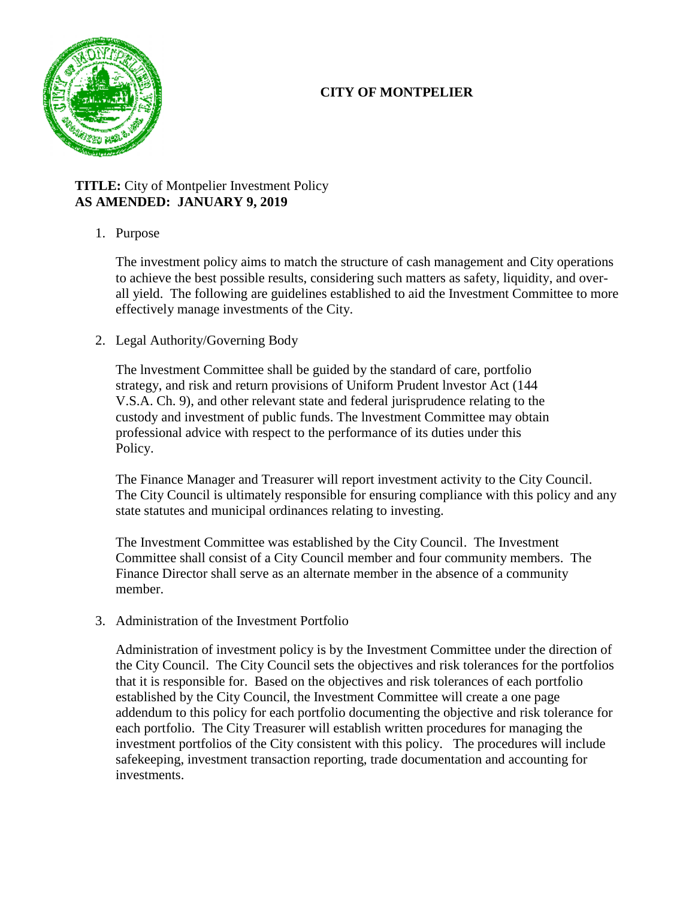# CITY OF MONTPELIER

**TITLE:** City of Montpelier Investment Policy
**AS AMENDED: JANUARY 9, 2019**

1. Purpose

   The investment policy aims to match the structure of cash management and City operations to achieve the best possible results, considering such matters as safety, liquidity, and over-all yield. The following are guidelines established to aid the Investment Committee to more effectively manage investments of the City.

2. Legal Authority/Governing Body

   The lnvestment Committee shall be guided by the standard of care, portfolio strategy, and risk and return provisions of Uniform Prudent lnvestor Act (144 V.S.A. Ch. 9), and other relevant state and federal jurisprudence relating to the custody and investment of public funds. The lnvestment Committee may obtain professional advice with respect to the performance of its duties under this Policy.

   The Finance Manager and Treasurer will report investment activity to the City Council. The City Council is ultimately responsible for ensuring compliance with this policy and any state statutes and municipal ordinances relating to investing.

   The Investment Committee was established by the City Council. The Investment Committee shall consist of a City Council member and four community members. The Finance Director shall serve as an alternate member in the absence of a community member.

3. Administration of the Investment Portfolio

   Administration of investment policy is by the Investment Committee under the direction of the City Council. The City Council sets the objectives and risk tolerances for the portfolios that it is responsible for. Based on the objectives and risk tolerances of each portfolio established by the City Council, the Investment Committee will create a one page addendum to this policy for each portfolio documenting the objective and risk tolerance for each portfolio. The City Treasurer will establish written procedures for managing the investment portfolios of the City consistent with this policy. The procedures will include safekeeping, investment transaction reporting, trade documentation and accounting for investments.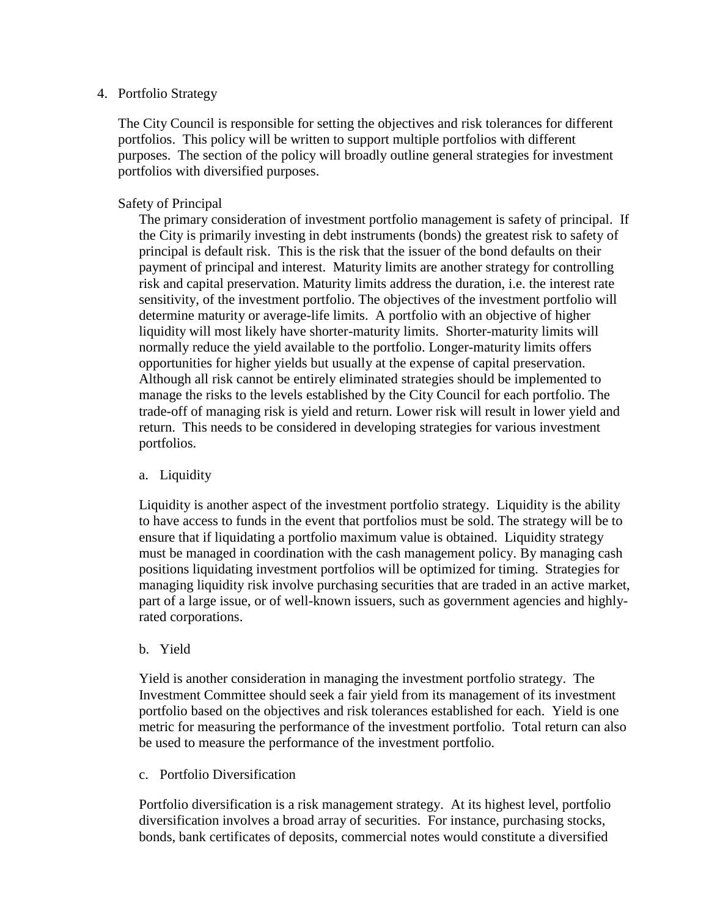4. Portfolio Strategy

   The City Council is responsible for setting the objectives and risk tolerances for different portfolios. This policy will be written to support multiple portfolios with different purposes. The section of the policy will broadly outline general strategies for investment portfolios with diversified purposes.

   Safety of Principal

   The primary consideration of investment portfolio management is safety of principal. If the City is primarily investing in debt instruments (bonds) the greatest risk to safety of principal is default risk. This is the risk that the issuer of the bond defaults on their payment of principal and interest. Maturity limits are another strategy for controlling risk and capital preservation. Maturity limits address the duration, i.e. the interest rate sensitivity, of the investment portfolio. The objectives of the investment portfolio will determine maturity or average-life limits. A portfolio with an objective of higher liquidity will most likely have shorter-maturity limits. Shorter-maturity limits will normally reduce the yield available to the portfolio. Longer-maturity limits offers opportunities for higher yields but usually at the expense of capital preservation. Although all risk cannot be entirely eliminated strategies should be implemented to manage the risks to the levels established by the City Council for each portfolio. The trade-off of managing risk is yield and return. Lower risk will result in lower yield and return. This needs to be considered in developing strategies for various investment portfolios.

   a. Liquidity

   Liquidity is another aspect of the investment portfolio strategy. Liquidity is the ability to have access to funds in the event that portfolios must be sold. The strategy will be to ensure that if liquidating a portfolio maximum value is obtained. Liquidity strategy must be managed in coordination with the cash management policy. By managing cash positions liquidating investment portfolios will be optimized for timing. Strategies for managing liquidity risk involve purchasing securities that are traded in an active market, part of a large issue, or of well-known issuers, such as government agencies and highly-rated corporations.

   b. Yield

   Yield is another consideration in managing the investment portfolio strategy. The Investment Committee should seek a fair yield from its management of its investment portfolio based on the objectives and risk tolerances established for each. Yield is one metric for measuring the performance of the investment portfolio. Total return can also be used to measure the performance of the investment portfolio.

   c. Portfolio Diversification

   Portfolio diversification is a risk management strategy. At its highest level, portfolio diversification involves a broad array of securities. For instance, purchasing stocks, bonds, bank certificates of deposits, commercial notes would constitute a diversified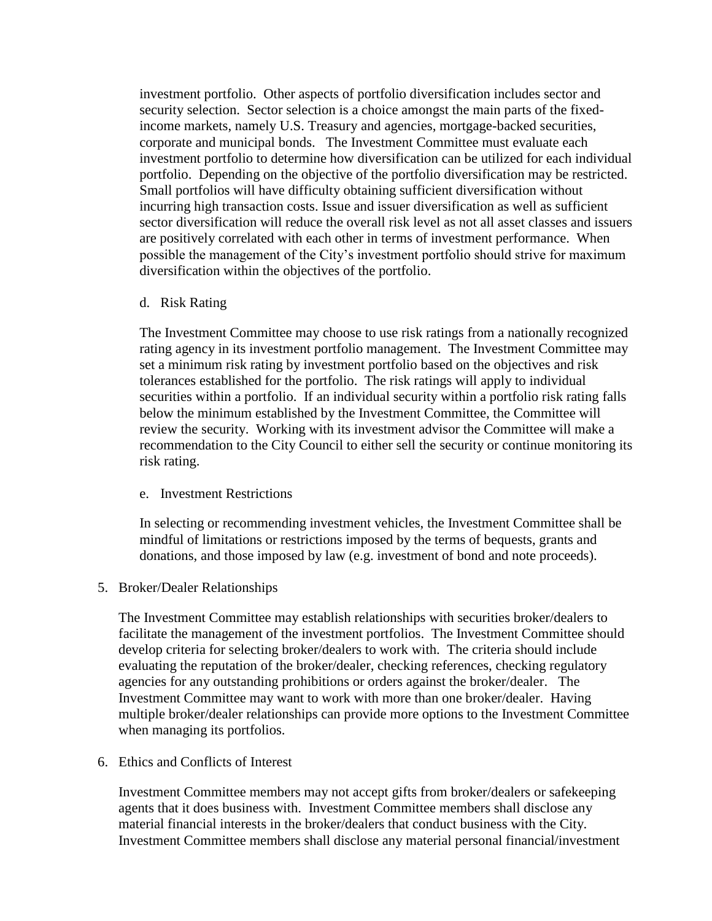investment portfolio. Other aspects of portfolio diversification includes sector and security selection. Sector selection is a choice amongst the main parts of the fixed-income markets, namely U.S. Treasury and agencies, mortgage-backed securities, corporate and municipal bonds. The Investment Committee must evaluate each investment portfolio to determine how diversification can be utilized for each individual portfolio. Depending on the objective of the portfolio diversification may be restricted. Small portfolios will have difficulty obtaining sufficient diversification without incurring high transaction costs. Issue and issuer diversification as well as sufficient sector diversification will reduce the overall risk level as not all asset classes and issuers are positively correlated with each other in terms of investment performance. When possible the management of the City's investment portfolio should strive for maximum diversification within the objectives of the portfolio.

d. Risk Rating

The Investment Committee may choose to use risk ratings from a nationally recognized rating agency in its investment portfolio management. The Investment Committee may set a minimum risk rating by investment portfolio based on the objectives and risk tolerances established for the portfolio. The risk ratings will apply to individual securities within a portfolio. If an individual security within a portfolio risk rating falls below the minimum established by the Investment Committee, the Committee will review the security. Working with its investment advisor the Committee will make a recommendation to the City Council to either sell the security or continue monitoring its risk rating.

e. Investment Restrictions

In selecting or recommending investment vehicles, the Investment Committee shall be mindful of limitations or restrictions imposed by the terms of bequests, grants and donations, and those imposed by law (e.g. investment of bond and note proceeds).

5. Broker/Dealer Relationships

The Investment Committee may establish relationships with securities broker/dealers to facilitate the management of the investment portfolios. The Investment Committee should develop criteria for selecting broker/dealers to work with. The criteria should include evaluating the reputation of the broker/dealer, checking references, checking regulatory agencies for any outstanding prohibitions or orders against the broker/dealer. The Investment Committee may want to work with more than one broker/dealer. Having multiple broker/dealer relationships can provide more options to the Investment Committee when managing its portfolios.

6. Ethics and Conflicts of Interest

Investment Committee members may not accept gifts from broker/dealers or safekeeping agents that it does business with. Investment Committee members shall disclose any material financial interests in the broker/dealers that conduct business with the City. Investment Committee members shall disclose any material personal financial/investment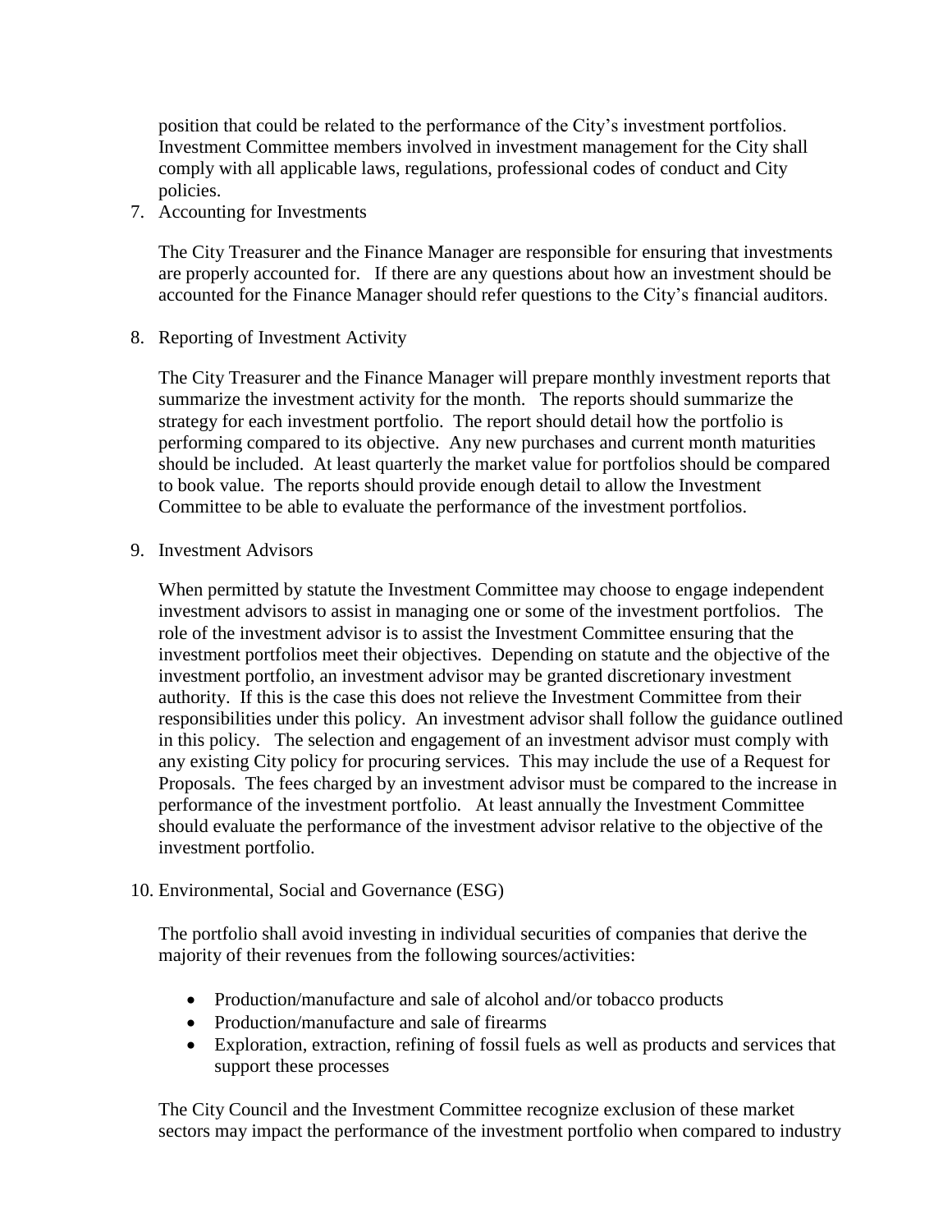position that could be related to the performance of the City's investment portfolios. Investment Committee members involved in investment management for the City shall comply with all applicable laws, regulations, professional codes of conduct and City policies.

7. Accounting for Investments

   The City Treasurer and the Finance Manager are responsible for ensuring that investments are properly accounted for. If there are any questions about how an investment should be accounted for the Finance Manager should refer questions to the City's financial auditors.

8. Reporting of Investment Activity

   The City Treasurer and the Finance Manager will prepare monthly investment reports that summarize the investment activity for the month. The reports should summarize the strategy for each investment portfolio. The report should detail how the portfolio is performing compared to its objective. Any new purchases and current month maturities should be included. At least quarterly the market value for portfolios should be compared to book value. The reports should provide enough detail to allow the Investment Committee to be able to evaluate the performance of the investment portfolios.

9. Investment Advisors

   When permitted by statute the Investment Committee may choose to engage independent investment advisors to assist in managing one or some of the investment portfolios. The role of the investment advisor is to assist the Investment Committee ensuring that the investment portfolios meet their objectives. Depending on statute and the objective of the investment portfolio, an investment advisor may be granted discretionary investment authority. If this is the case this does not relieve the Investment Committee from their responsibilities under this policy. An investment advisor shall follow the guidance outlined in this policy. The selection and engagement of an investment advisor must comply with any existing City policy for procuring services. This may include the use of a Request for Proposals. The fees charged by an investment advisor must be compared to the increase in performance of the investment portfolio. At least annually the Investment Committee should evaluate the performance of the investment advisor relative to the objective of the investment portfolio.

10. Environmental, Social and Governance (ESG)

    The portfolio shall avoid investing in individual securities of companies that derive the majority of their revenues from the following sources/activities:

    - Production/manufacture and sale of alcohol and/or tobacco products
    - Production/manufacture and sale of firearms
    - Exploration, extraction, refining of fossil fuels as well as products and services that support these processes

    The City Council and the Investment Committee recognize exclusion of these market sectors may impact the performance of the investment portfolio when compared to industry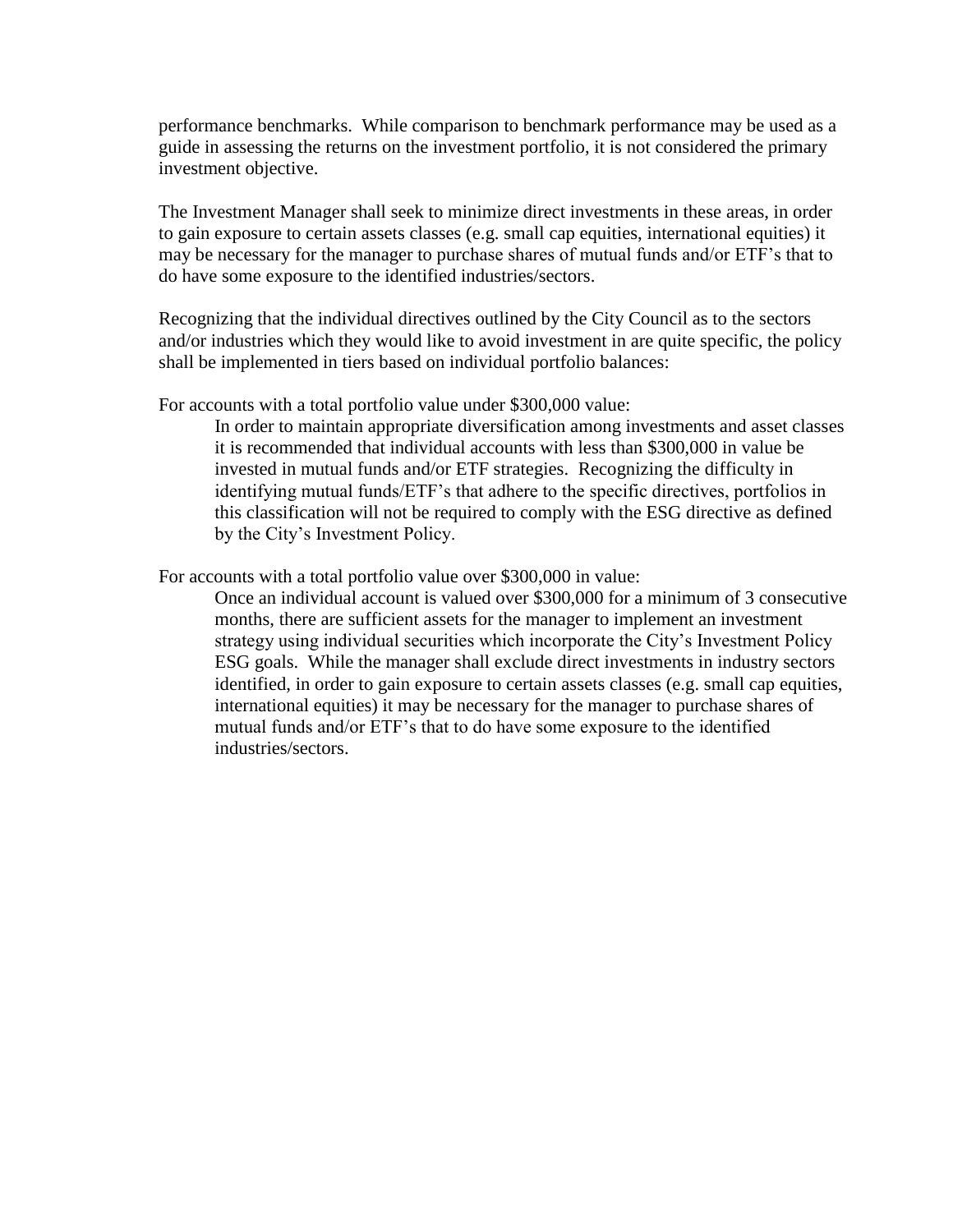performance benchmarks. While comparison to benchmark performance may be used as a guide in assessing the returns on the investment portfolio, it is not considered the primary investment objective.

The Investment Manager shall seek to minimize direct investments in these areas, in order to gain exposure to certain assets classes (e.g. small cap equities, international equities) it may be necessary for the manager to purchase shares of mutual funds and/or ETF's that to do have some exposure to the identified industries/sectors.

Recognizing that the individual directives outlined by the City Council as to the sectors and/or industries which they would like to avoid investment in are quite specific, the policy shall be implemented in tiers based on individual portfolio balances:

For accounts with a total portfolio value under $300,000 value:

> In order to maintain appropriate diversification among investments and asset classes it is recommended that individual accounts with less than $300,000 in value be invested in mutual funds and/or ETF strategies. Recognizing the difficulty in identifying mutual funds/ETF's that adhere to the specific directives, portfolios in this classification will not be required to comply with the ESG directive as defined by the City's Investment Policy.

For accounts with a total portfolio value over $300,000 in value:

> Once an individual account is valued over $300,000 for a minimum of 3 consecutive months, there are sufficient assets for the manager to implement an investment strategy using individual securities which incorporate the City's Investment Policy ESG goals. While the manager shall exclude direct investments in industry sectors identified, in order to gain exposure to certain assets classes (e.g. small cap equities, international equities) it may be necessary for the manager to purchase shares of mutual funds and/or ETF's that to do have some exposure to the identified industries/sectors.